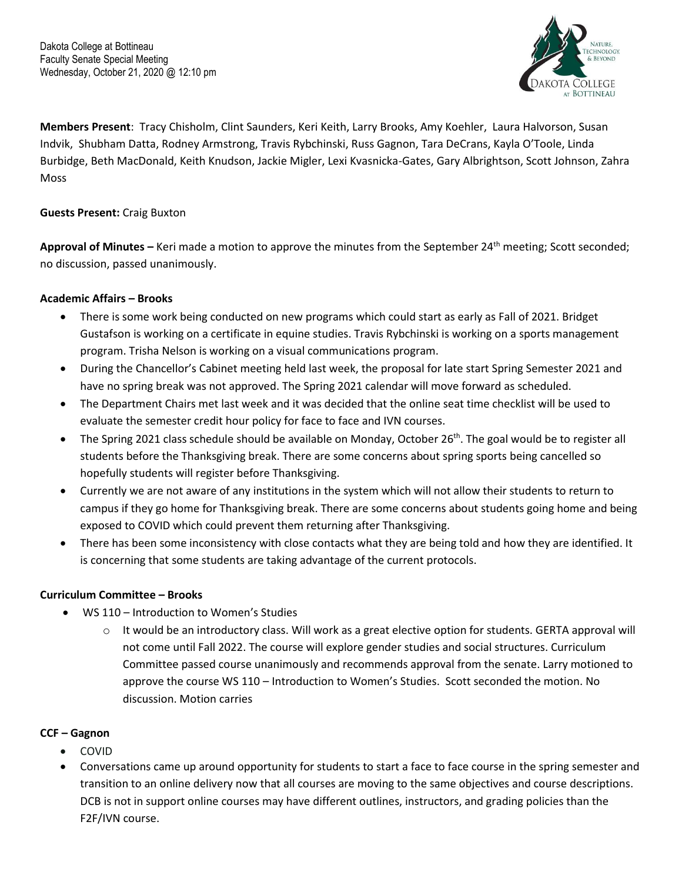Dakota College at Bottineau
Faculty Senate Special Meeting
Wednesday, October 21, 2020 @ 12:10 pm

**Members Present**: Tracy Chisholm, Clint Saunders, Keri Keith, Larry Brooks, Amy Koehler, Laura Halvorson, Susan Indvik, Shubham Datta, Rodney Armstrong, Travis Rybchinski, Russ Gagnon, Tara DeCrans, Kayla O'Toole, Linda Burbidge, Beth MacDonald, Keith Knudson, Jackie Migler, Lexi Kvasnicka-Gates, Gary Albrightson, Scott Johnson, Zahra Moss

**Guests Present:** Craig Buxton

**Approval of Minutes –** Keri made a motion to approve the minutes from the September 24th meeting; Scott seconded; no discussion, passed unanimously.

**Academic Affairs – Brooks**

- There is some work being conducted on new programs which could start as early as Fall of 2021. Bridget Gustafson is working on a certificate in equine studies. Travis Rybchinski is working on a sports management program. Trisha Nelson is working on a visual communications program.
- During the Chancellor's Cabinet meeting held last week, the proposal for late start Spring Semester 2021 and have no spring break was not approved. The Spring 2021 calendar will move forward as scheduled.
- The Department Chairs met last week and it was decided that the online seat time checklist will be used to evaluate the semester credit hour policy for face to face and IVN courses.
- The Spring 2021 class schedule should be available on Monday, October 26th. The goal would be to register all students before the Thanksgiving break. There are some concerns about spring sports being cancelled so hopefully students will register before Thanksgiving.
- Currently we are not aware of any institutions in the system which will not allow their students to return to campus if they go home for Thanksgiving break. There are some concerns about students going home and being exposed to COVID which could prevent them returning after Thanksgiving.
- There has been some inconsistency with close contacts what they are being told and how they are identified. It is concerning that some students are taking advantage of the current protocols.

**Curriculum Committee – Brooks**

- WS 110 – Introduction to Women's Studies
  - It would be an introductory class. Will work as a great elective option for students. GERTA approval will not come until Fall 2022. The course will explore gender studies and social structures. Curriculum Committee passed course unanimously and recommends approval from the senate. Larry motioned to approve the course WS 110 – Introduction to Women's Studies. Scott seconded the motion. No discussion. Motion carries

**CCF – Gagnon**

- COVID
- Conversations came up around opportunity for students to start a face to face course in the spring semester and transition to an online delivery now that all courses are moving to the same objectives and course descriptions. DCB is not in support online courses may have different outlines, instructors, and grading policies than the F2F/IVN course.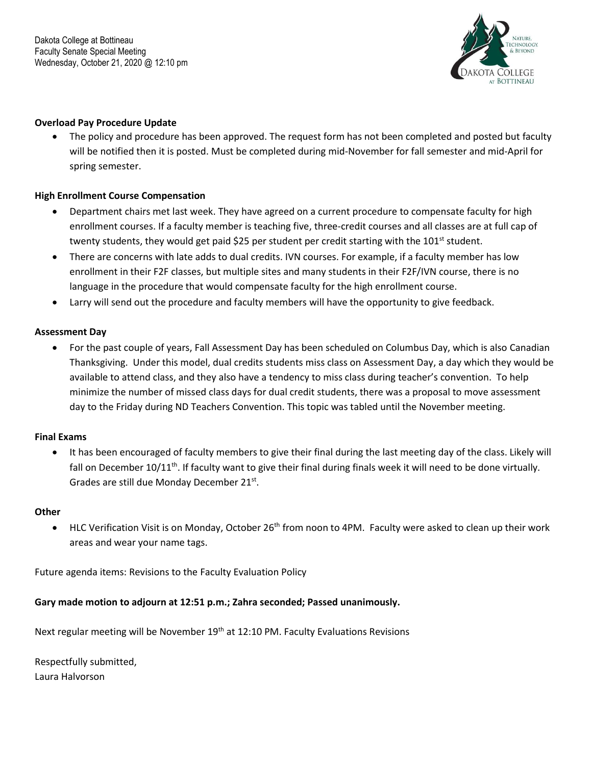Dakota College at Bottineau
Faculty Senate Special Meeting
Wednesday, October 21, 2020 @ 12:10 pm

**Overload Pay Procedure Update**

- The policy and procedure has been approved. The request form has not been completed and posted but faculty will be notified then it is posted. Must be completed during mid-November for fall semester and mid-April for spring semester.

**High Enrollment Course Compensation**

- Department chairs met last week. They have agreed on a current procedure to compensate faculty for high enrollment courses. If a faculty member is teaching five, three-credit courses and all classes are at full cap of twenty students, they would get paid $25 per student per credit starting with the 101st student.
- There are concerns with late adds to dual credits. IVN courses. For example, if a faculty member has low enrollment in their F2F classes, but multiple sites and many students in their F2F/IVN course, there is no language in the procedure that would compensate faculty for the high enrollment course.
- Larry will send out the procedure and faculty members will have the opportunity to give feedback.

**Assessment Day**

- For the past couple of years, Fall Assessment Day has been scheduled on Columbus Day, which is also Canadian Thanksgiving. Under this model, dual credits students miss class on Assessment Day, a day which they would be available to attend class, and they also have a tendency to miss class during teacher's convention. To help minimize the number of missed class days for dual credit students, there was a proposal to move assessment day to the Friday during ND Teachers Convention. This topic was tabled until the November meeting.

**Final Exams**

- It has been encouraged of faculty members to give their final during the last meeting day of the class. Likely will fall on December 10/11th. If faculty want to give their final during finals week it will need to be done virtually. Grades are still due Monday December 21st.

**Other**

- HLC Verification Visit is on Monday, October 26th from noon to 4PM. Faculty were asked to clean up their work areas and wear your name tags.

Future agenda items: Revisions to the Faculty Evaluation Policy

**Gary made motion to adjourn at 12:51 p.m.; Zahra seconded; Passed unanimously.**

Next regular meeting will be November 19th at 12:10 PM. Faculty Evaluations Revisions

Respectfully submitted,
Laura Halvorson